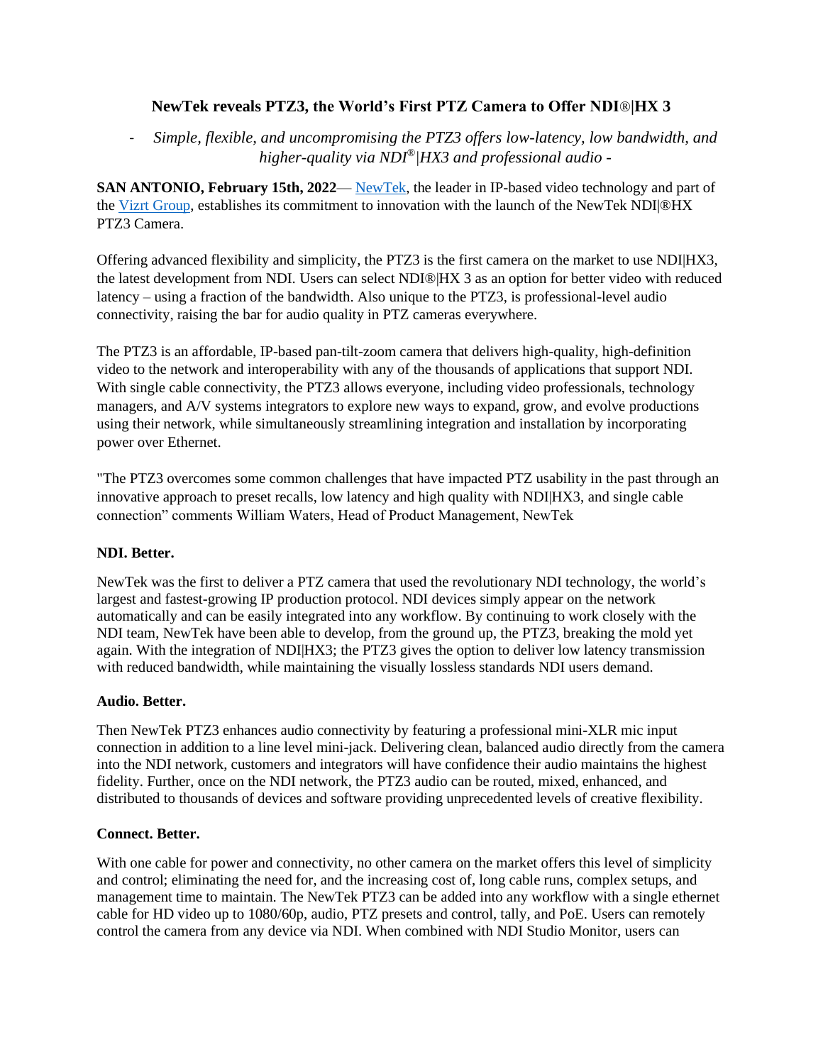# NewTek reveals PTZ3, the World's First PTZ Camera to Offer NDI®|HX 3

- *Simple, flexible, and uncompromising the PTZ3 offers low-latency, low bandwidth, and higher-quality via NDI®|HX3 and professional audio -*

**SAN ANTONIO, February 15th, 2022**— NewTek, the leader in IP-based video technology and part of the Vizrt Group, establishes its commitment to innovation with the launch of the NewTek NDI|®HX PTZ3 Camera.

Offering advanced flexibility and simplicity, the PTZ3 is the first camera on the market to use NDI|HX3, the latest development from NDI. Users can select NDI®|HX 3 as an option for better video with reduced latency – using a fraction of the bandwidth. Also unique to the PTZ3, is professional-level audio connectivity, raising the bar for audio quality in PTZ cameras everywhere.

The PTZ3 is an affordable, IP-based pan-tilt-zoom camera that delivers high-quality, high-definition video to the network and interoperability with any of the thousands of applications that support NDI. With single cable connectivity, the PTZ3 allows everyone, including video professionals, technology managers, and A/V systems integrators to explore new ways to expand, grow, and evolve productions using their network, while simultaneously streamlining integration and installation by incorporating power over Ethernet.

"The PTZ3 overcomes some common challenges that have impacted PTZ usability in the past through an innovative approach to preset recalls, low latency and high quality with NDI|HX3, and single cable connection" comments William Waters, Head of Product Management, NewTek

**NDI. Better.**

NewTek was the first to deliver a PTZ camera that used the revolutionary NDI technology, the world's largest and fastest-growing IP production protocol. NDI devices simply appear on the network automatically and can be easily integrated into any workflow. By continuing to work closely with the NDI team, NewTek have been able to develop, from the ground up, the PTZ3, breaking the mold yet again. With the integration of NDI|HX3; the PTZ3 gives the option to deliver low latency transmission with reduced bandwidth, while maintaining the visually lossless standards NDI users demand.

**Audio. Better.**

Then NewTek PTZ3 enhances audio connectivity by featuring a professional mini-XLR mic input connection in addition to a line level mini-jack. Delivering clean, balanced audio directly from the camera into the NDI network, customers and integrators will have confidence their audio maintains the highest fidelity. Further, once on the NDI network, the PTZ3 audio can be routed, mixed, enhanced, and distributed to thousands of devices and software providing unprecedented levels of creative flexibility.

**Connect. Better.**

With one cable for power and connectivity, no other camera on the market offers this level of simplicity and control; eliminating the need for, and the increasing cost of, long cable runs, complex setups, and management time to maintain. The NewTek PTZ3 can be added into any workflow with a single ethernet cable for HD video up to 1080/60p, audio, PTZ presets and control, tally, and PoE. Users can remotely control the camera from any device via NDI. When combined with NDI Studio Monitor, users can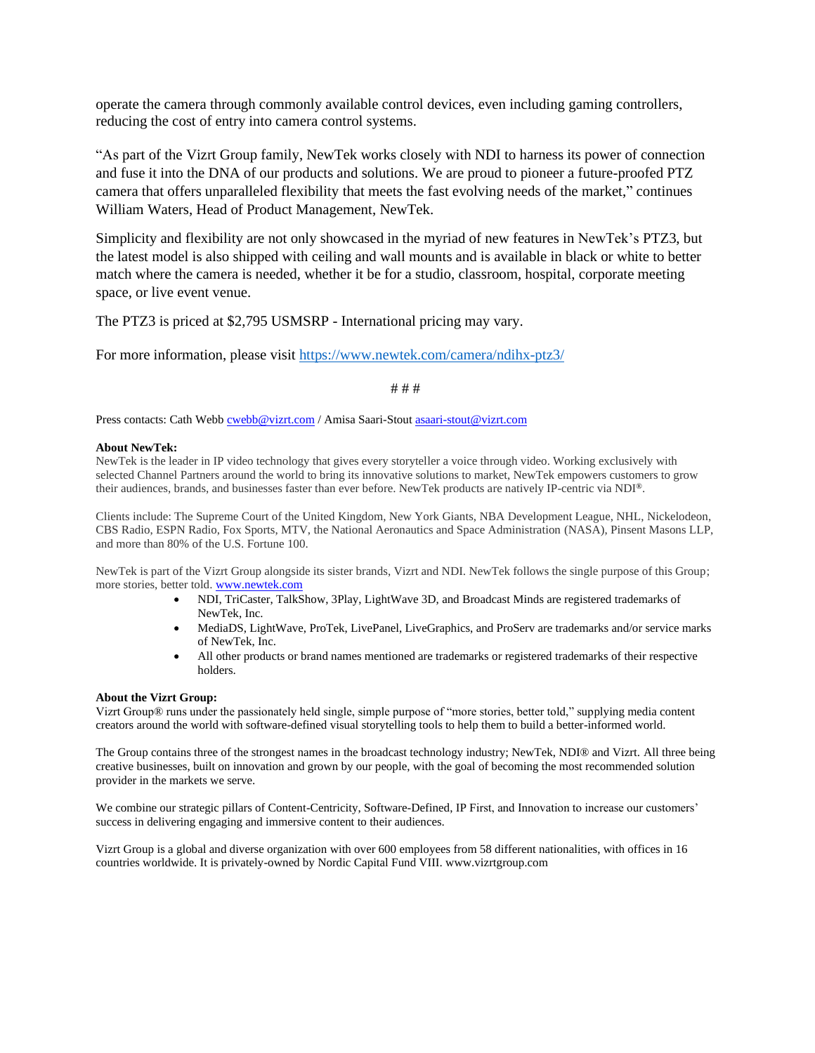operate the camera through commonly available control devices, even including gaming controllers, reducing the cost of entry into camera control systems.

"As part of the Vizrt Group family, NewTek works closely with NDI to harness its power of connection and fuse it into the DNA of our products and solutions. We are proud to pioneer a future-proofed PTZ camera that offers unparalleled flexibility that meets the fast evolving needs of the market," continues William Waters, Head of Product Management, NewTek.

Simplicity and flexibility are not only showcased in the myriad of new features in NewTek's PTZ3, but the latest model is also shipped with ceiling and wall mounts and is available in black or white to better match where the camera is needed, whether it be for a studio, classroom, hospital, corporate meeting space, or live event venue.

The PTZ3 is priced at $2,795 USMSRP - International pricing may vary.

For more information, please visit [https://www.newtek.com/camera/ndihx-ptz3/](https://www.newtek.com/camera/ndihx-ptz3/)

# # #

Press contacts: Cath Webb [cwebb@vizrt.com](mailto:cwebb@vizrt.com) / Amisa Saari-Stout [asaari-stout@vizrt.com](mailto:asaari-stout@vizrt.com)

**About NewTek:**
NewTek is the leader in IP video technology that gives every storyteller a voice through video. Working exclusively with selected Channel Partners around the world to bring its innovative solutions to market, NewTek empowers customers to grow their audiences, brands, and businesses faster than ever before. NewTek products are natively IP-centric via NDI®.

Clients include: The Supreme Court of the United Kingdom, New York Giants, NBA Development League, NHL, Nickelodeon, CBS Radio, ESPN Radio, Fox Sports, MTV, the National Aeronautics and Space Administration (NASA), Pinsent Masons LLP, and more than 80% of the U.S. Fortune 100.

NewTek is part of the Vizrt Group alongside its sister brands, Vizrt and NDI. NewTek follows the single purpose of this Group; more stories, better told. [www.newtek.com](http://www.newtek.com)

- NDI, TriCaster, TalkShow, 3Play, LightWave 3D, and Broadcast Minds are registered trademarks of NewTek, Inc.
- MediaDS, LightWave, ProTek, LivePanel, LiveGraphics, and ProServ are trademarks and/or service marks of NewTek, Inc.
- All other products or brand names mentioned are trademarks or registered trademarks of their respective holders.

**About the Vizrt Group:**
Vizrt Group® runs under the passionately held single, simple purpose of "more stories, better told," supplying media content creators around the world with software-defined visual storytelling tools to help them to build a better-informed world.

The Group contains three of the strongest names in the broadcast technology industry; NewTek, NDI® and Vizrt. All three being creative businesses, built on innovation and grown by our people, with the goal of becoming the most recommended solution provider in the markets we serve.

We combine our strategic pillars of Content-Centricity, Software-Defined, IP First, and Innovation to increase our customers' success in delivering engaging and immersive content to their audiences.

Vizrt Group is a global and diverse organization with over 600 employees from 58 different nationalities, with offices in 16 countries worldwide. It is privately-owned by Nordic Capital Fund VIII. www.vizrtgroup.com